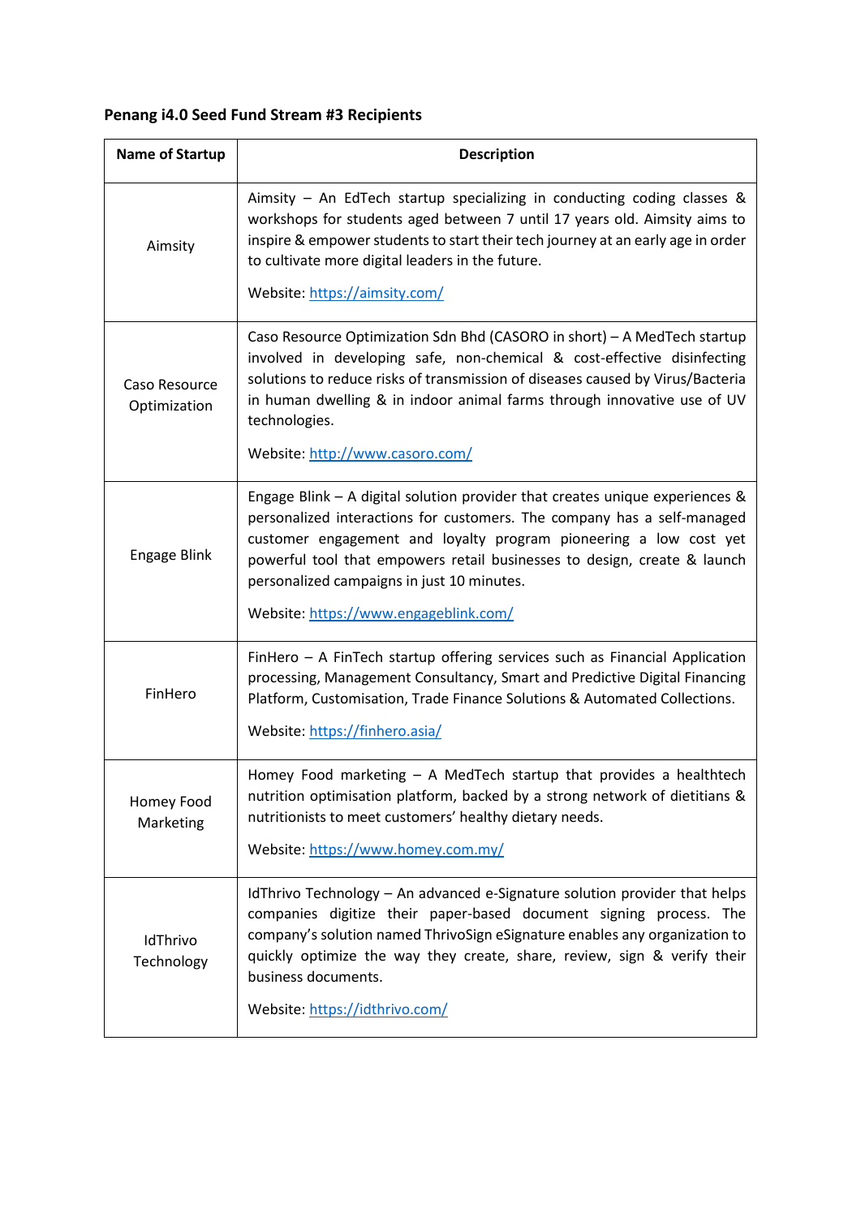**Penang i4.0 Seed Fund Stream #3 Recipients**

| Name of Startup | Description |
| --- | --- |
| Aimsity | Aimsity – An EdTech startup specializing in conducting coding classes & workshops for students aged between 7 until 17 years old. Aimsity aims to inspire & empower students to start their tech journey at an early age in order to cultivate more digital leaders in the future.<br><br>Website: https://aimsity.com/ |
| Caso Resource Optimization | Caso Resource Optimization Sdn Bhd (CASORO in short) – A MedTech startup involved in developing safe, non-chemical & cost-effective disinfecting solutions to reduce risks of transmission of diseases caused by Virus/Bacteria in human dwelling & in indoor animal farms through innovative use of UV technologies.<br><br>Website: http://www.casoro.com/ |
| Engage Blink | Engage Blink – A digital solution provider that creates unique experiences & personalized interactions for customers. The company has a self-managed customer engagement and loyalty program pioneering a low cost yet powerful tool that empowers retail businesses to design, create & launch personalized campaigns in just 10 minutes.<br><br>Website: https://www.engageblink.com/ |
| FinHero | FinHero – A FinTech startup offering services such as Financial Application processing, Management Consultancy, Smart and Predictive Digital Financing Platform, Customisation, Trade Finance Solutions & Automated Collections.<br><br>Website: https://finhero.asia/ |
| Homey Food Marketing | Homey Food marketing – A MedTech startup that provides a healthtech nutrition optimisation platform, backed by a strong network of dietitians & nutritionists to meet customers' healthy dietary needs.<br><br>Website: https://www.homey.com.my/ |
| IdThrivo Technology | IdThrivo Technology – An advanced e-Signature solution provider that helps companies digitize their paper-based document signing process. The company's solution named ThrivoSign eSignature enables any organization to quickly optimize the way they create, share, review, sign & verify their business documents.<br><br>Website: https://idthrivo.com/ |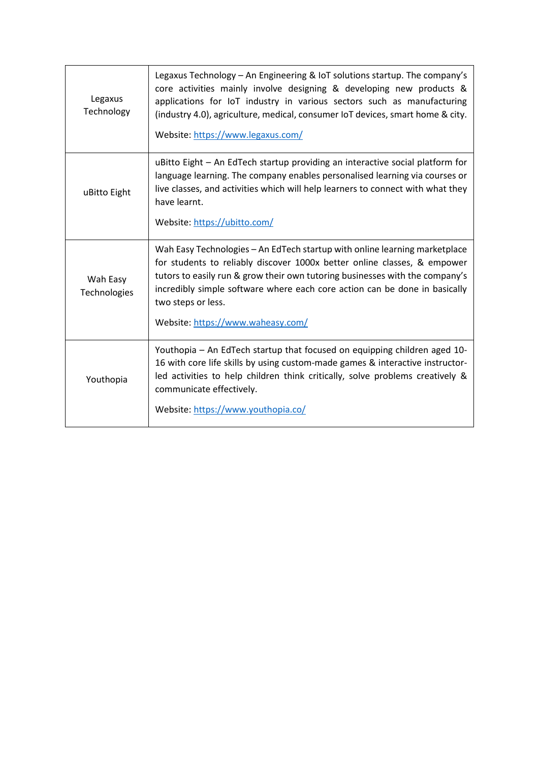| | |
|---|---|
| Legaxus Technology | Legaxus Technology – An Engineering & IoT solutions startup. The company's core activities mainly involve designing & developing new products & applications for IoT industry in various sectors such as manufacturing (industry 4.0), agriculture, medical, consumer IoT devices, smart home & city.<br><br>Website: [https://www.legaxus.com/](https://www.legaxus.com/) |
| uBitto Eight | uBitto Eight – An EdTech startup providing an interactive social platform for language learning. The company enables personalised learning via courses or live classes, and activities which will help learners to connect with what they have learnt.<br><br>Website: [https://ubitto.com/](https://ubitto.com/) |
| Wah Easy Technologies | Wah Easy Technologies – An EdTech startup with online learning marketplace for students to reliably discover 1000x better online classes, & empower tutors to easily run & grow their own tutoring businesses with the company's incredibly simple software where each core action can be done in basically two steps or less.<br><br>Website: [https://www.waheasy.com/](https://www.waheasy.com/) |
| Youthopia | Youthopia – An EdTech startup that focused on equipping children aged 10-16 with core life skills by using custom-made games & interactive instructor-led activities to help children think critically, solve problems creatively & communicate effectively.<br><br>Website: [https://www.youthopia.co/](https://www.youthopia.co/) |